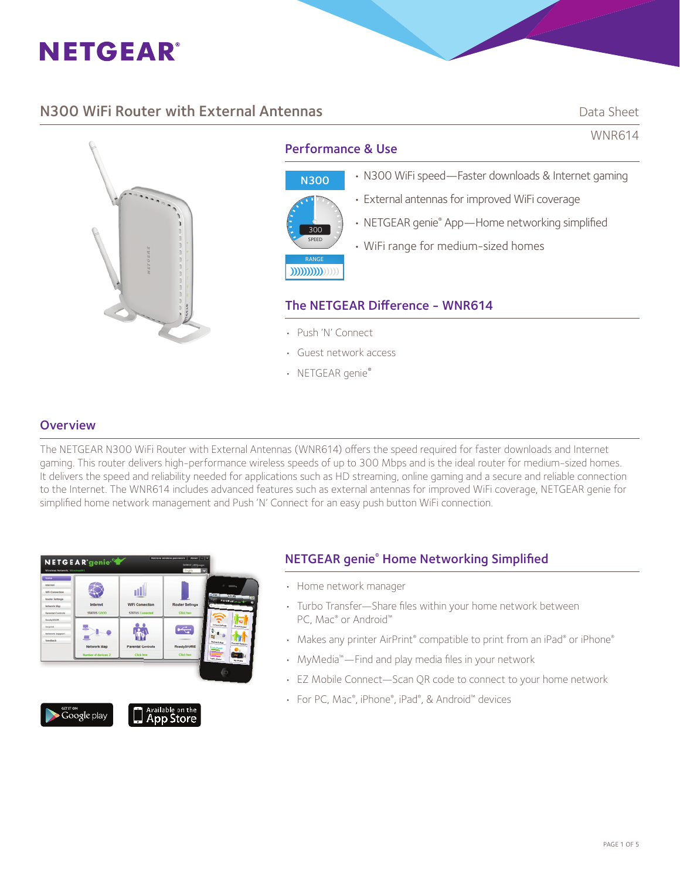# NETGEAR®

## N300 WiFi Router with External Antennas

Data Sheet

WNR614

### Performance & Use

N300

300 SPEED

RANGE

- N300 WiFi speed—Faster downloads & Internet gaming
- External antennas for improved WiFi coverage
- NETGEAR genie® App—Home networking simplified
- WiFi range for medium-sized homes

### The NETGEAR Difference - WNR614

- Push 'N' Connect
- Guest network access
- NETGEAR genie®

### Overview

The NETGEAR N300 WiFi Router with External Antennas (WNR614) offers the speed required for faster downloads and Internet gaming. This router delivers high-performance wireless speeds of up to 300 Mbps and is the ideal router for medium-sized homes. It delivers the speed and reliability needed for applications such as HD streaming, online gaming and a secure and reliable connection to the Internet. The WNR614 includes advanced features such as external antennas for improved WiFi coverage, NETGEAR genie for simplified home network management and Push 'N' Connect for an easy push button WiFi connection.

### NETGEAR genie® Home Networking Simplified

- Home network manager
- Turbo Transfer—Share files within your home network between PC, Mac® or Android™
- Makes any printer AirPrint® compatible to print from an iPad® or iPhone®
- MyMedia™—Find and play media files in your network
- EZ Mobile Connect—Scan QR code to connect to your home network
- For PC, Mac®, iPhone®, iPad®, & Android™ devices

GET IT ON Google play

Available on the App Store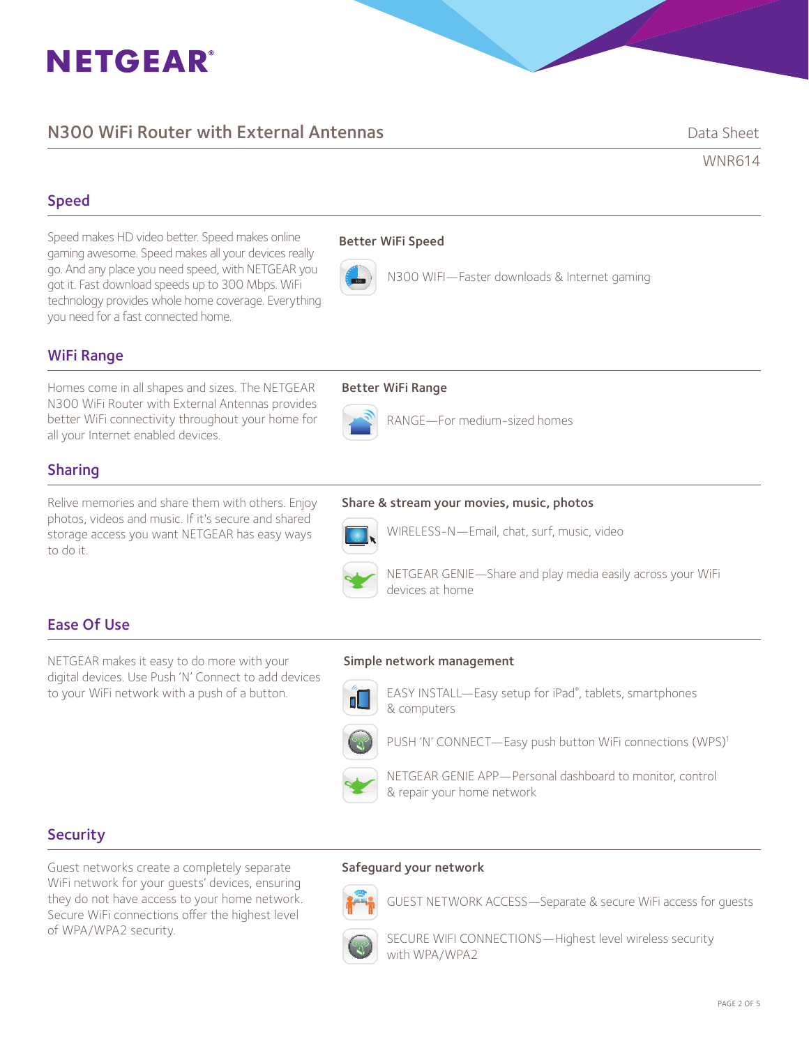# NETGEAR

## N300 WiFi Router with External Antennas

Data Sheet

WNR614

## Speed

Speed makes HD video better. Speed makes online gaming awesome. Speed makes all your devices really go. And any place you need speed, with NETGEAR you got it. Fast download speeds up to 300 Mbps. WiFi technology provides whole home coverage. Everything you need for a fast connected home.

**Better WiFi Speed**

N300 WIFI—Faster downloads & Internet gaming

## WiFi Range

Homes come in all shapes and sizes. The NETGEAR N300 WiFi Router with External Antennas provides better WiFi connectivity throughout your home for all your Internet enabled devices.

**Better WiFi Range**

RANGE—For medium-sized homes

## Sharing

Relive memories and share them with others. Enjoy photos, videos and music. If it's secure and shared storage access you want NETGEAR has easy ways to do it.

**Share & stream your movies, music, photos**

WIRELESS-N—Email, chat, surf, music, video

NETGEAR GENIE—Share and play media easily across your WiFi devices at home

## Ease Of Use

NETGEAR makes it easy to do more with your digital devices. Use Push 'N' Connect to add devices to your WiFi network with a push of a button.

**Simple network management**

EASY INSTALL—Easy setup for iPad®, tablets, smartphones & computers

PUSH 'N' CONNECT—Easy push button WiFi connections (WPS)[1]

NETGEAR GENIE APP—Personal dashboard to monitor, control & repair your home network

## Security

Guest networks create a completely separate WiFi network for your guests' devices, ensuring they do not have access to your home network. Secure WiFi connections offer the highest level of WPA/WPA2 security.

**Safeguard your network**

GUEST NETWORK ACCESS—Separate & secure WiFi access for guests

SECURE WIFI CONNECTIONS—Highest level wireless security with WPA/WPA2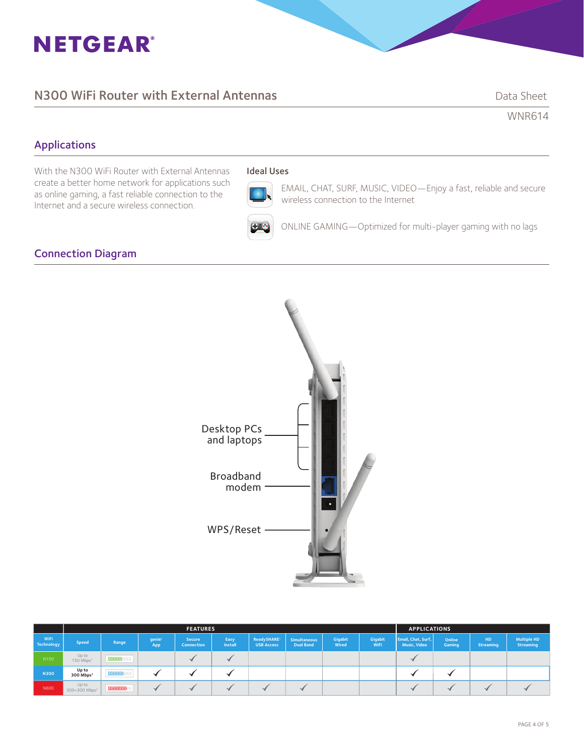# N300 WiFi Router with External Antennas

Data Sheet

WNR614

## Applications

With the N300 WiFi Router with External Antennas create a better home network for applications such as online gaming, a fast reliable connection to the Internet and a secure wireless connection.

### Ideal Uses

EMAIL, CHAT, SURF, MUSIC, VIDEO—Enjoy a fast, reliable and secure wireless connection to the Internet

ONLINE GAMING—Optimized for multi-player gaming with no lags

## Connection Diagram

Desktop PCs and laptops

Broadband modem

WPS/Reset

| | FEATURES | | | | | | | | | APPLICATIONS | | | |
|---|---|---|---|---|---|---|---|---|---|---|---|---|---|
| WiFi Technology | Speed | Range | genie® App | Secure Connection | Easy Install | ReadySHARE® USB Access | Simultaneous Dual Band | Gigabit Wired | Gigabit WiFi | Email, Chat, Surf, Music, Video | Online Gaming | HD Streaming | Multiple HD Streaming |
| N150 | Up to 150 Mbps† | | | ✓ | ✓ | | | | | ✓ | | | |
| N300 | Up to 300 Mbps† | | ✓ | ✓ | ✓ | | | | | ✓ | ✓ | | |
| N600 | Up to 300+300 Mbps† | | ✓ | ✓ | ✓ | ✓ | ✓ | | | ✓ | ✓ | ✓ | ✓ |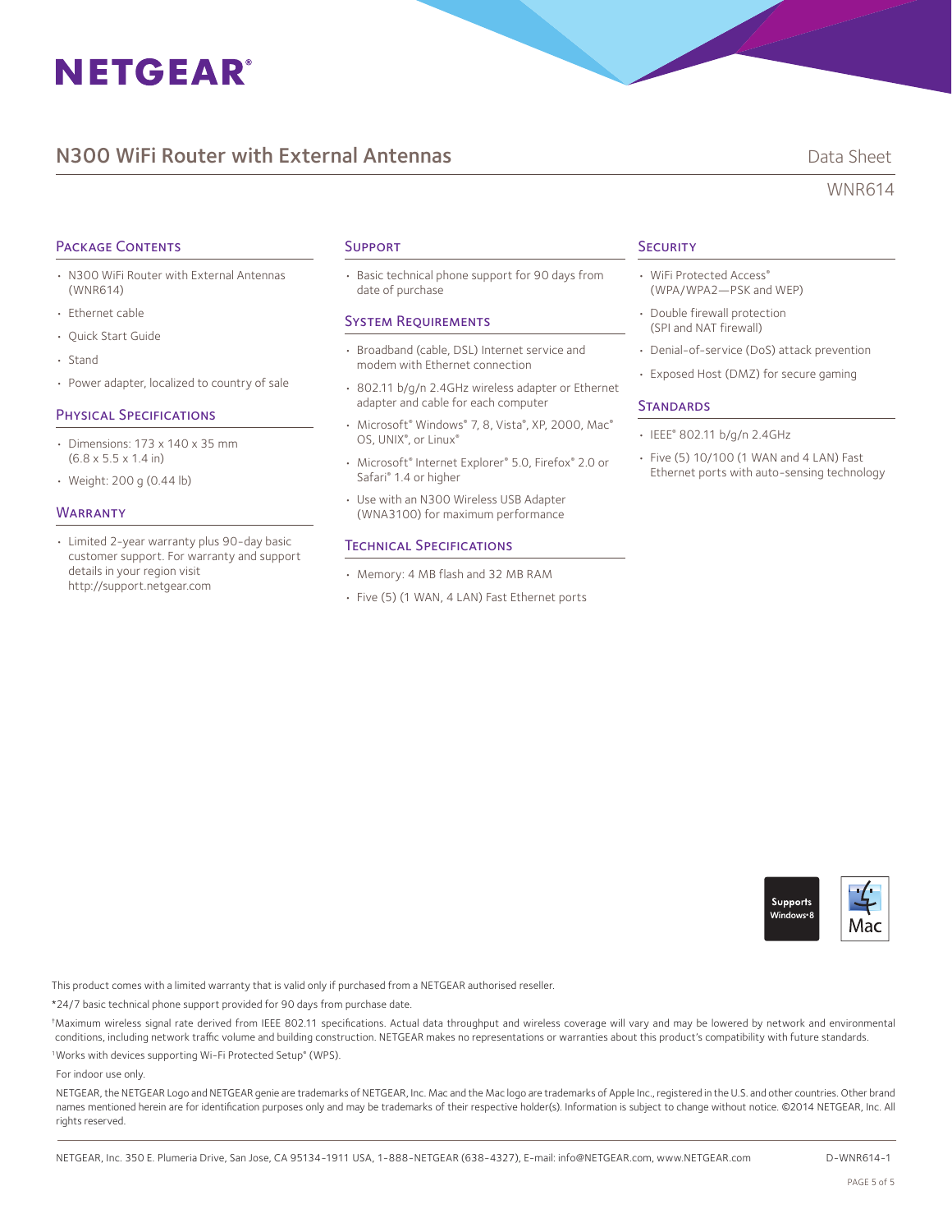# N300 WiFi Router with External Antennas

Data Sheet

WNR614

## Package Contents

- N300 WiFi Router with External Antennas (WNR614)
- Ethernet cable
- Quick Start Guide
- Stand
- Power adapter, localized to country of sale

## Physical Specifications

- Dimensions: 173 x 140 x 35 mm (6.8 x 5.5 x 1.4 in)
- Weight: 200 g (0.44 lb)

## Warranty

- Limited 2-year warranty plus 90-day basic customer support. For warranty and support details in your region visit http://support.netgear.com

## Support

- Basic technical phone support for 90 days from date of purchase

## System Requirements

- Broadband (cable, DSL) Internet service and modem with Ethernet connection
- 802.11 b/g/n 2.4GHz wireless adapter or Ethernet adapter and cable for each computer
- Microsoft® Windows® 7, 8, Vista®, XP, 2000, Mac® OS, UNIX®, or Linux®
- Microsoft® Internet Explorer® 5.0, Firefox® 2.0 or Safari® 1.4 or higher
- Use with an N300 Wireless USB Adapter (WNA3100) for maximum performance

## Technical Specifications

- Memory: 4 MB flash and 32 MB RAM
- Five (5) (1 WAN, 4 LAN) Fast Ethernet ports

## Security

- WiFi Protected Access® (WPA/WPA2—PSK and WEP)
- Double firewall protection (SPI and NAT firewall)
- Denial-of-service (DoS) attack prevention
- Exposed Host (DMZ) for secure gaming

## Standards

- IEEE® 802.11 b/g/n 2.4GHz
- Five (5) 10/100 (1 WAN and 4 LAN) Fast Ethernet ports with auto-sensing technology

Supports Windows 8

Mac

This product comes with a limited warranty that is valid only if purchased from a NETGEAR authorised reseller.

*24/7 basic technical phone support provided for 90 days from purchase date.

†Maximum wireless signal rate derived from IEEE 802.11 specifications. Actual data throughput and wireless coverage will vary and may be lowered by network and environmental conditions, including network traffic volume and building construction. NETGEAR makes no representations or warranties about this product's compatibility with future standards.

[1]Works with devices supporting Wi-Fi Protected Setup® (WPS).

For indoor use only.

NETGEAR, the NETGEAR Logo and NETGEAR genie are trademarks of NETGEAR, Inc. Mac and the Mac logo are trademarks of Apple Inc., registered in the U.S. and other countries. Other brand names mentioned herein are for identification purposes only and may be trademarks of their respective holder(s). Information is subject to change without notice. ©2014 NETGEAR, Inc. All rights reserved.

NETGEAR, Inc. 350 E. Plumeria Drive, San Jose, CA 95134-1911 USA, 1-888-NETGEAR (638-4327), E-mail: info@NETGEAR.com, www.NETGEAR.com

D-WNR614-1